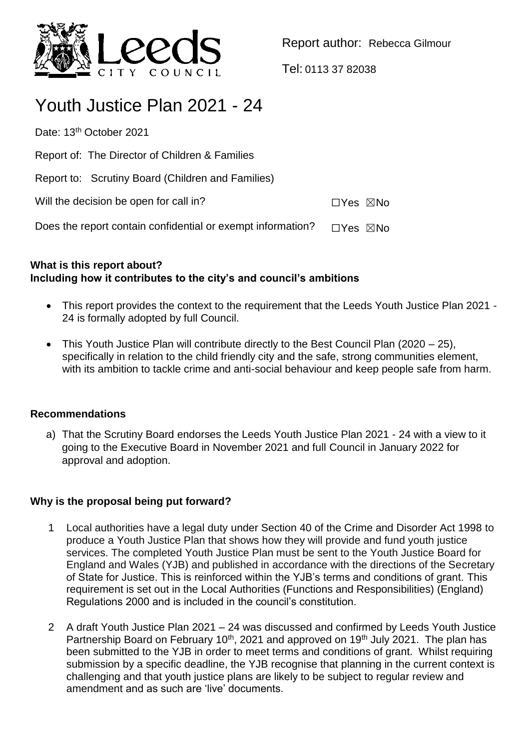Report author: Rebecca Gilmour

Tel: 0113 37 82038

# Youth Justice Plan 2021 - 24

Date: 13th October 2021

Report of: The Director of Children & Families

Report to: Scrutiny Board (Children and Families)

Will the decision be open for call in? ☐Yes ☒No

Does the report contain confidential or exempt information? ☐Yes ☒No

## What is this report about?
## Including how it contributes to the city's and council's ambitions

- This report provides the context to the requirement that the Leeds Youth Justice Plan 2021 - 24 is formally adopted by full Council.
- This Youth Justice Plan will contribute directly to the Best Council Plan (2020 – 25), specifically in relation to the child friendly city and the safe, strong communities element, with its ambition to tackle crime and anti-social behaviour and keep people safe from harm.

## Recommendations

a) That the Scrutiny Board endorses the Leeds Youth Justice Plan 2021 - 24 with a view to it going to the Executive Board in November 2021 and full Council in January 2022 for approval and adoption.

## Why is the proposal being put forward?

1 Local authorities have a legal duty under Section 40 of the Crime and Disorder Act 1998 to produce a Youth Justice Plan that shows how they will provide and fund youth justice services. The completed Youth Justice Plan must be sent to the Youth Justice Board for England and Wales (YJB) and published in accordance with the directions of the Secretary of State for Justice. This is reinforced within the YJB's terms and conditions of grant. This requirement is set out in the Local Authorities (Functions and Responsibilities) (England) Regulations 2000 and is included in the council's constitution.

2 A draft Youth Justice Plan 2021 – 24 was discussed and confirmed by Leeds Youth Justice Partnership Board on February 10th, 2021 and approved on 19th July 2021. The plan has been submitted to the YJB in order to meet terms and conditions of grant. Whilst requiring submission by a specific deadline, the YJB recognise that planning in the current context is challenging and that youth justice plans are likely to be subject to regular review and amendment and as such are 'live' documents.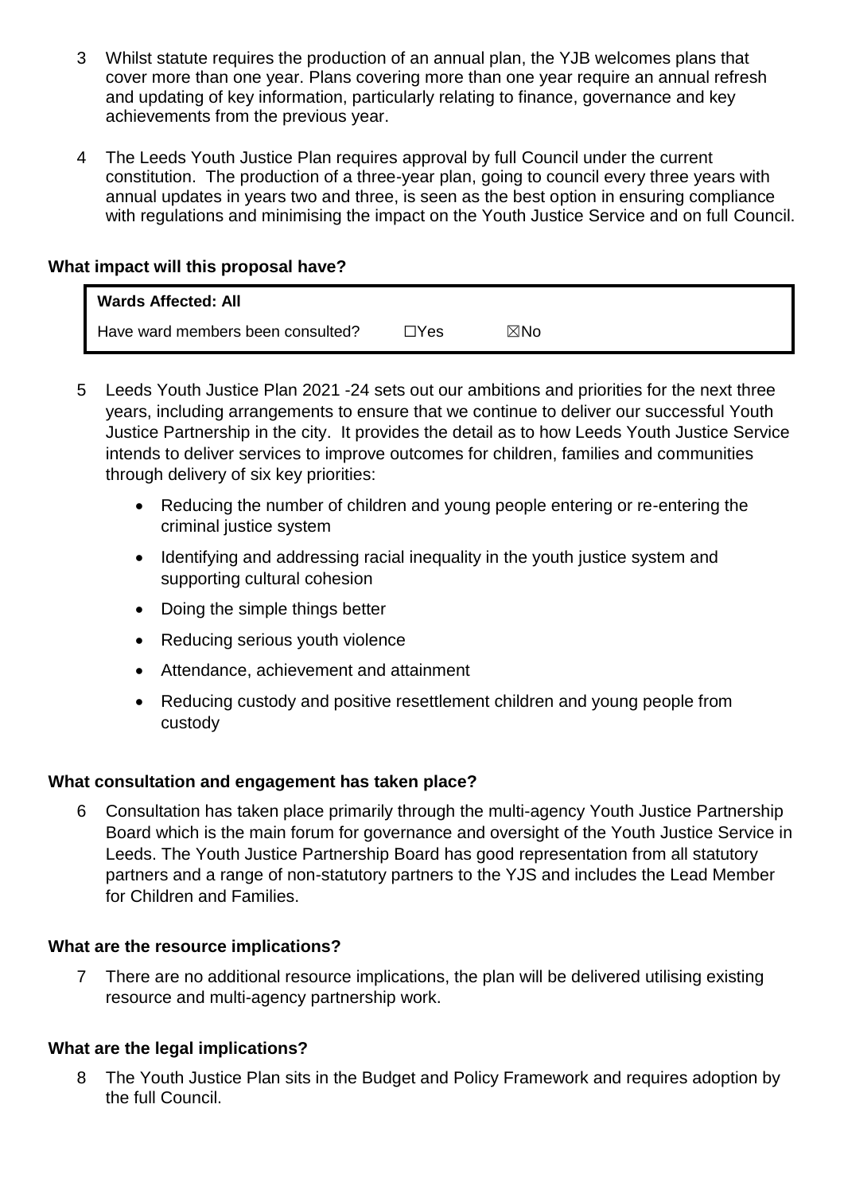3 Whilst statute requires the production of an annual plan, the YJB welcomes plans that cover more than one year. Plans covering more than one year require an annual refresh and updating of key information, particularly relating to finance, governance and key achievements from the previous year.

4 The Leeds Youth Justice Plan requires approval by full Council under the current constitution. The production of a three-year plan, going to council every three years with annual updates in years two and three, is seen as the best option in ensuring compliance with regulations and minimising the impact on the Youth Justice Service and on full Council.

**What impact will this proposal have?**

| **Wards Affected: All** | | |
|---|---|---|
| Have ward members been consulted? | ☐Yes | ☒No |

5 Leeds Youth Justice Plan 2021 -24 sets out our ambitions and priorities for the next three years, including arrangements to ensure that we continue to deliver our successful Youth Justice Partnership in the city. It provides the detail as to how Leeds Youth Justice Service intends to deliver services to improve outcomes for children, families and communities through delivery of six key priorities:

- Reducing the number of children and young people entering or re-entering the criminal justice system
- Identifying and addressing racial inequality in the youth justice system and supporting cultural cohesion
- Doing the simple things better
- Reducing serious youth violence
- Attendance, achievement and attainment
- Reducing custody and positive resettlement children and young people from custody

**What consultation and engagement has taken place?**

6 Consultation has taken place primarily through the multi-agency Youth Justice Partnership Board which is the main forum for governance and oversight of the Youth Justice Service in Leeds. The Youth Justice Partnership Board has good representation from all statutory partners and a range of non-statutory partners to the YJS and includes the Lead Member for Children and Families.

**What are the resource implications?**

7 There are no additional resource implications, the plan will be delivered utilising existing resource and multi-agency partnership work.

**What are the legal implications?**

8 The Youth Justice Plan sits in the Budget and Policy Framework and requires adoption by the full Council.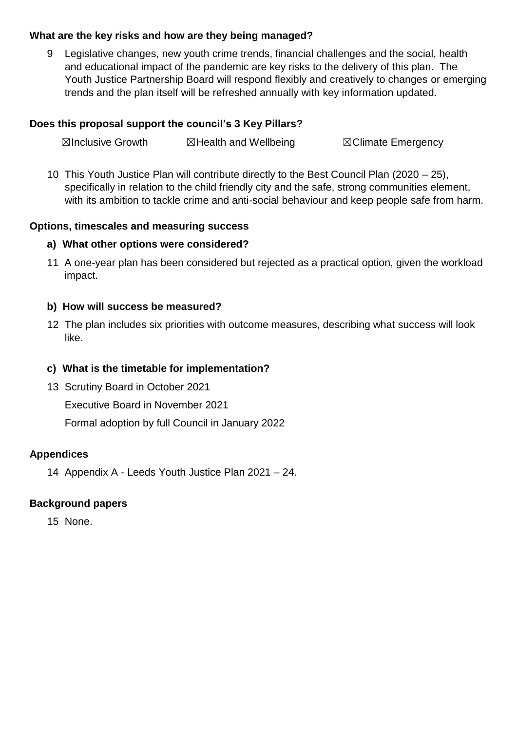**What are the key risks and how are they being managed?**

9 Legislative changes, new youth crime trends, financial challenges and the social, health and educational impact of the pandemic are key risks to the delivery of this plan. The Youth Justice Partnership Board will respond flexibly and creatively to changes or emerging trends and the plan itself will be refreshed annually with key information updated.

**Does this proposal support the council's 3 Key Pillars?**

☒Inclusive Growth ☒Health and Wellbeing ☒Climate Emergency

10 This Youth Justice Plan will contribute directly to the Best Council Plan (2020 – 25), specifically in relation to the child friendly city and the safe, strong communities element, with its ambition to tackle crime and anti-social behaviour and keep people safe from harm.

**Options, timescales and measuring success**

**a) What other options were considered?**

11 A one-year plan has been considered but rejected as a practical option, given the workload impact.

**b) How will success be measured?**

12 The plan includes six priorities with outcome measures, describing what success will look like.

**c) What is the timetable for implementation?**

13 Scrutiny Board in October 2021

Executive Board in November 2021

Formal adoption by full Council in January 2022

**Appendices**

14 Appendix A - Leeds Youth Justice Plan 2021 – 24.

**Background papers**

15 None.